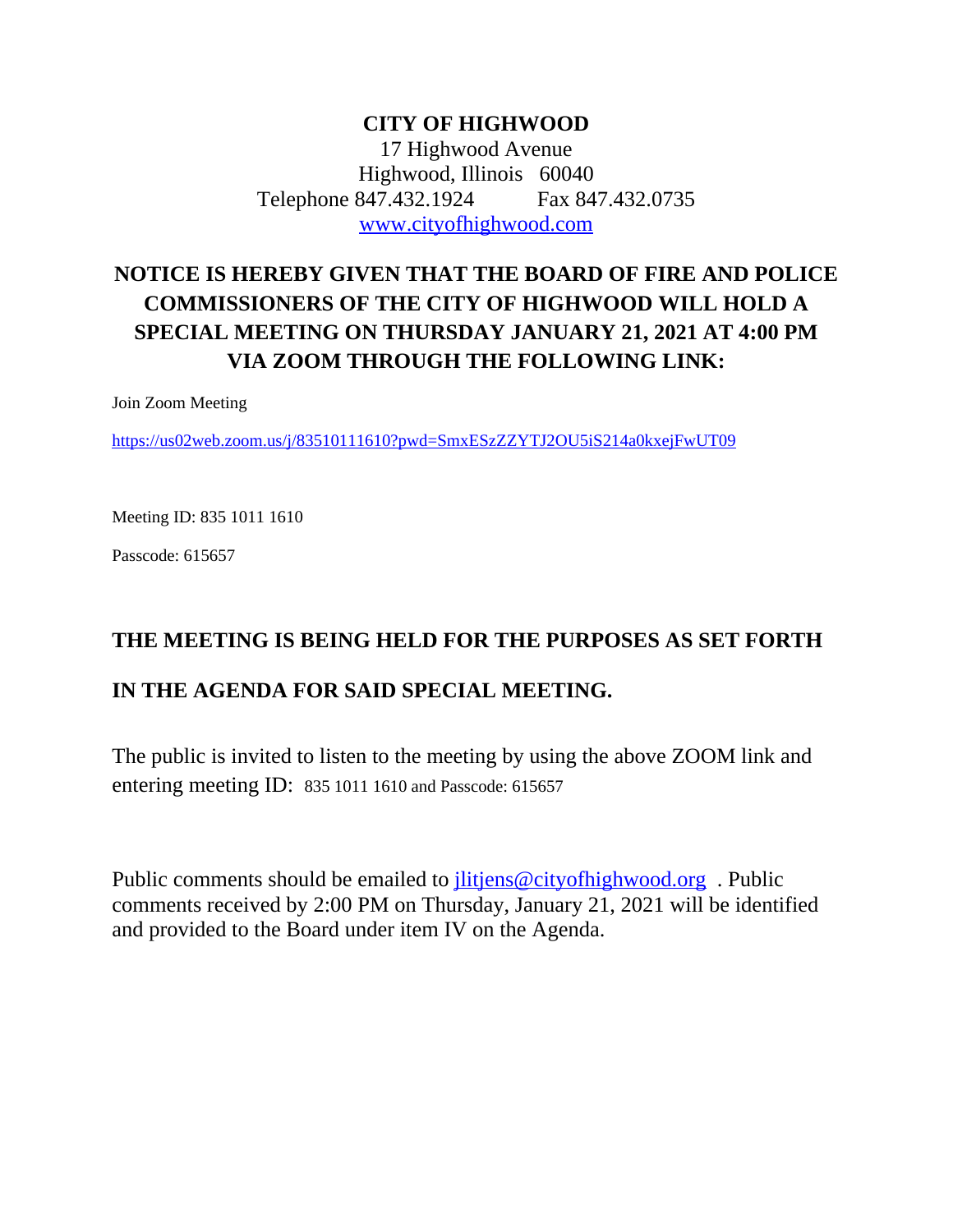**CITY OF HIGHWOOD**

17 Highwood Avenue
Highwood, Illinois 60040
Telephone 847.432.1924 Fax 847.432.0735
[www.cityofhighwood.com](http://www.cityofhighwood.com)

## NOTICE IS HEREBY GIVEN THAT THE BOARD OF FIRE AND POLICE COMMISSIONERS OF THE CITY OF HIGHWOOD WILL HOLD A SPECIAL MEETING ON THURSDAY JANUARY 21, 2021 AT 4:00 PM VIA ZOOM THROUGH THE FOLLOWING LINK:

Join Zoom Meeting

https://us02web.zoom.us/j/83510111610?pwd=SmxESzZZYTJ2OU5iS214a0kxejFwUT09

Meeting ID: 835 1011 1610

Passcode: 615657

**THE MEETING IS BEING HELD FOR THE PURPOSES AS SET FORTH IN THE AGENDA FOR SAID SPECIAL MEETING.**

The public is invited to listen to the meeting by using the above ZOOM link and entering meeting ID: 835 1011 1610 and Passcode: 615657

Public comments should be emailed to jlitjens@cityofhighwood.org . Public comments received by 2:00 PM on Thursday, January 21, 2021 will be identified and provided to the Board under item IV on the Agenda.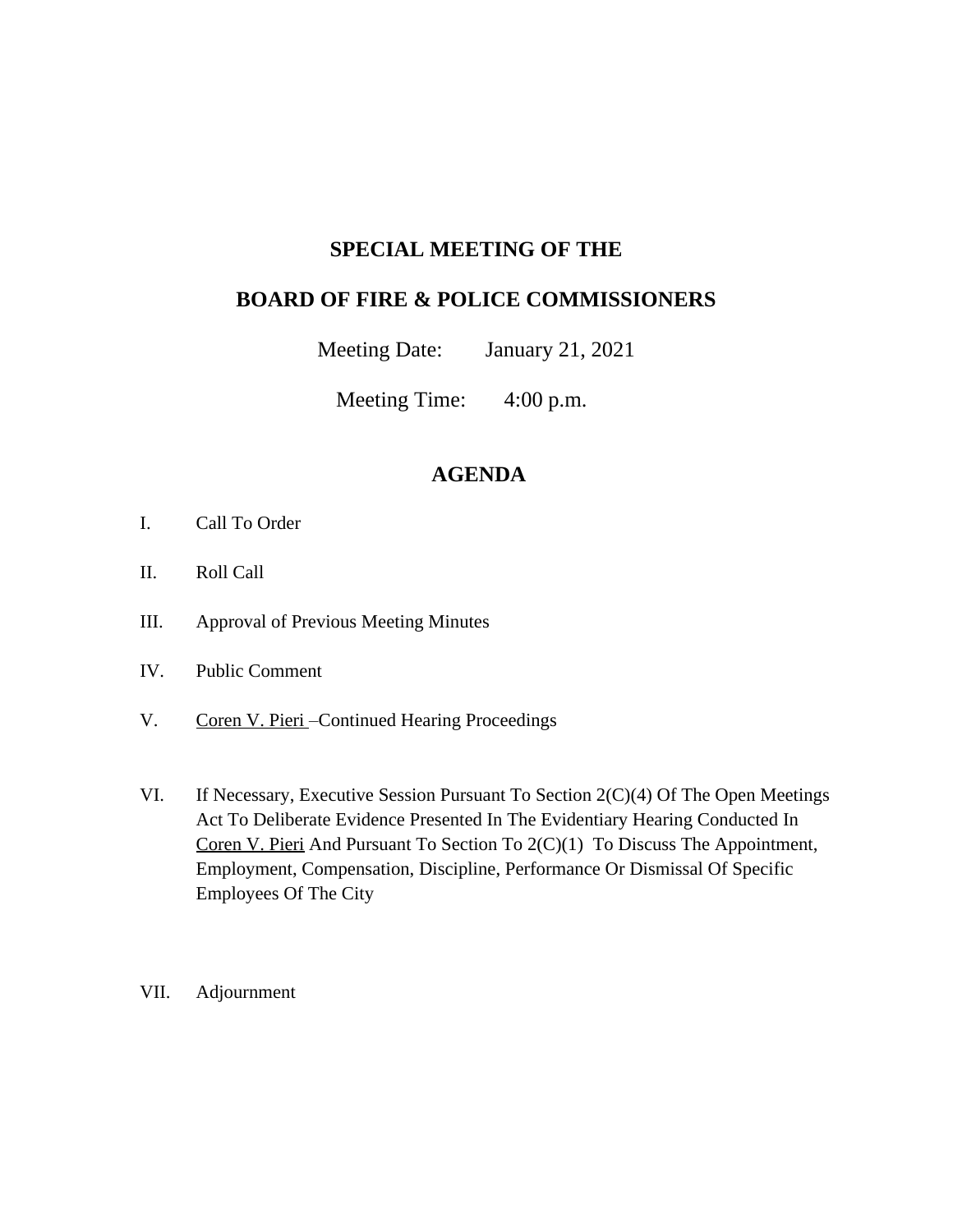# SPECIAL MEETING OF THE

# BOARD OF FIRE & POLICE COMMISSIONERS

Meeting Date: January 21, 2021

Meeting Time: 4:00 p.m.

## AGENDA

I. Call To Order

II. Roll Call

III. Approval of Previous Meeting Minutes

IV. Public Comment

V. Coren V. Pieri –Continued Hearing Proceedings

VI. If Necessary, Executive Session Pursuant To Section 2(C)(4) Of The Open Meetings Act To Deliberate Evidence Presented In The Evidentiary Hearing Conducted In Coren V. Pieri And Pursuant To Section To 2(C)(1) To Discuss The Appointment, Employment, Compensation, Discipline, Performance Or Dismissal Of Specific Employees Of The City

VII. Adjournment